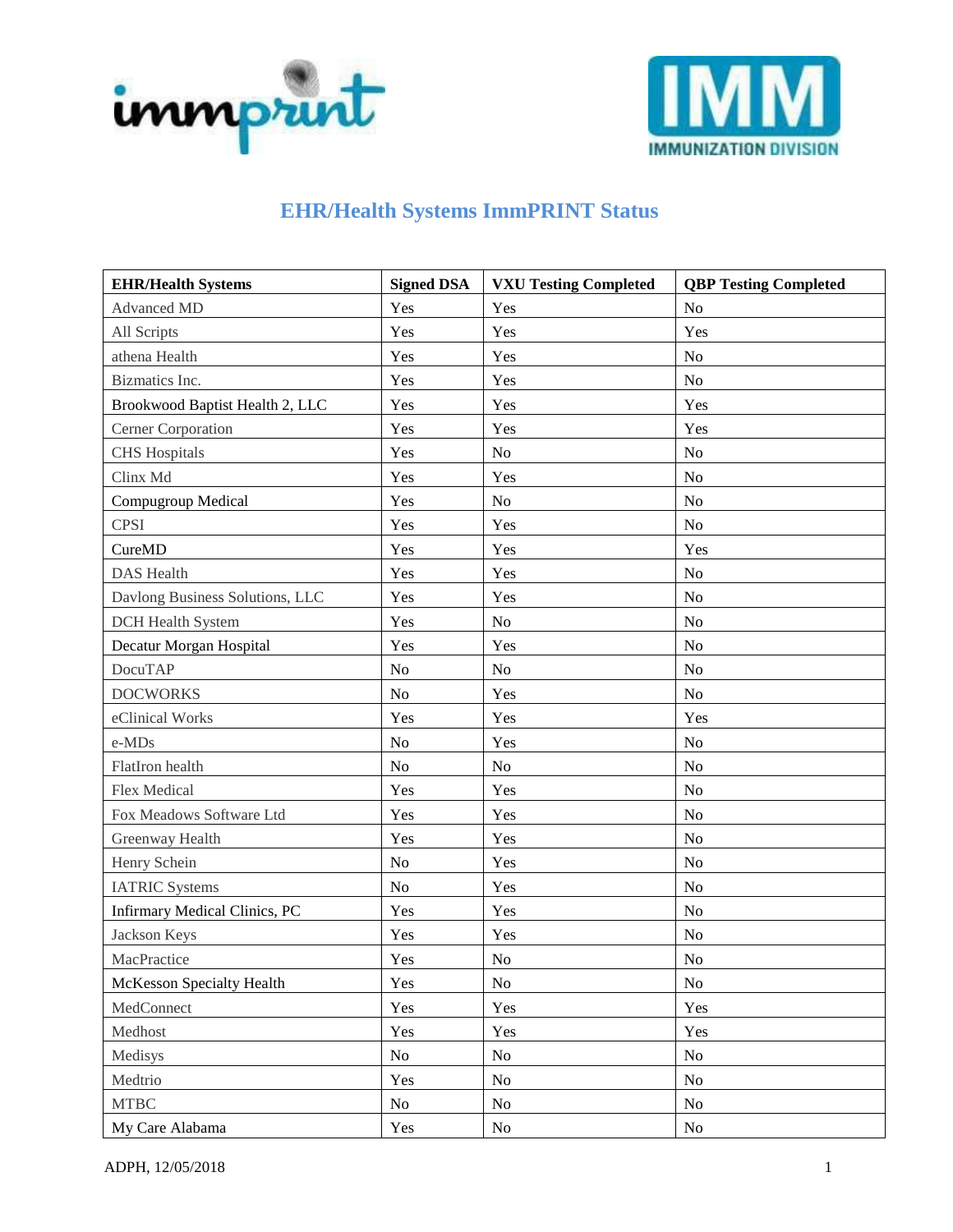# EHR/Health Systems ImmPRINT Status

| EHR/Health Systems | Signed DSA | VXU Testing Completed | QBP Testing Completed |
|---|---|---|---|
| Advanced MD | Yes | Yes | No |
| All Scripts | Yes | Yes | Yes |
| athena Health | Yes | Yes | No |
| Bizmatics Inc. | Yes | Yes | No |
| Brookwood Baptist Health 2, LLC | Yes | Yes | Yes |
| Cerner Corporation | Yes | Yes | Yes |
| CHS Hospitals | Yes | No | No |
| Clinx Md | Yes | Yes | No |
| Compugroup Medical | Yes | No | No |
| CPSI | Yes | Yes | No |
| CureMD | Yes | Yes | Yes |
| DAS Health | Yes | Yes | No |
| Davlong Business Solutions, LLC | Yes | Yes | No |
| DCH Health System | Yes | No | No |
| Decatur Morgan Hospital | Yes | Yes | No |
| DocuTAP | No | No | No |
| DOCWORKS | No | Yes | No |
| eClinical Works | Yes | Yes | Yes |
| e-MDs | No | Yes | No |
| FlatIron health | No | No | No |
| Flex Medical | Yes | Yes | No |
| Fox Meadows Software Ltd | Yes | Yes | No |
| Greenway Health | Yes | Yes | No |
| Henry Schein | No | Yes | No |
| IATRIC Systems | No | Yes | No |
| Infirmary Medical Clinics, PC | Yes | Yes | No |
| Jackson Keys | Yes | Yes | No |
| MacPractice | Yes | No | No |
| McKesson Specialty Health | Yes | No | No |
| MedConnect | Yes | Yes | Yes |
| Medhost | Yes | Yes | Yes |
| Medisys | No | No | No |
| Medtrio | Yes | No | No |
| MTBC | No | No | No |
| My Care Alabama | Yes | No | No |

ADPH, 12/05/2018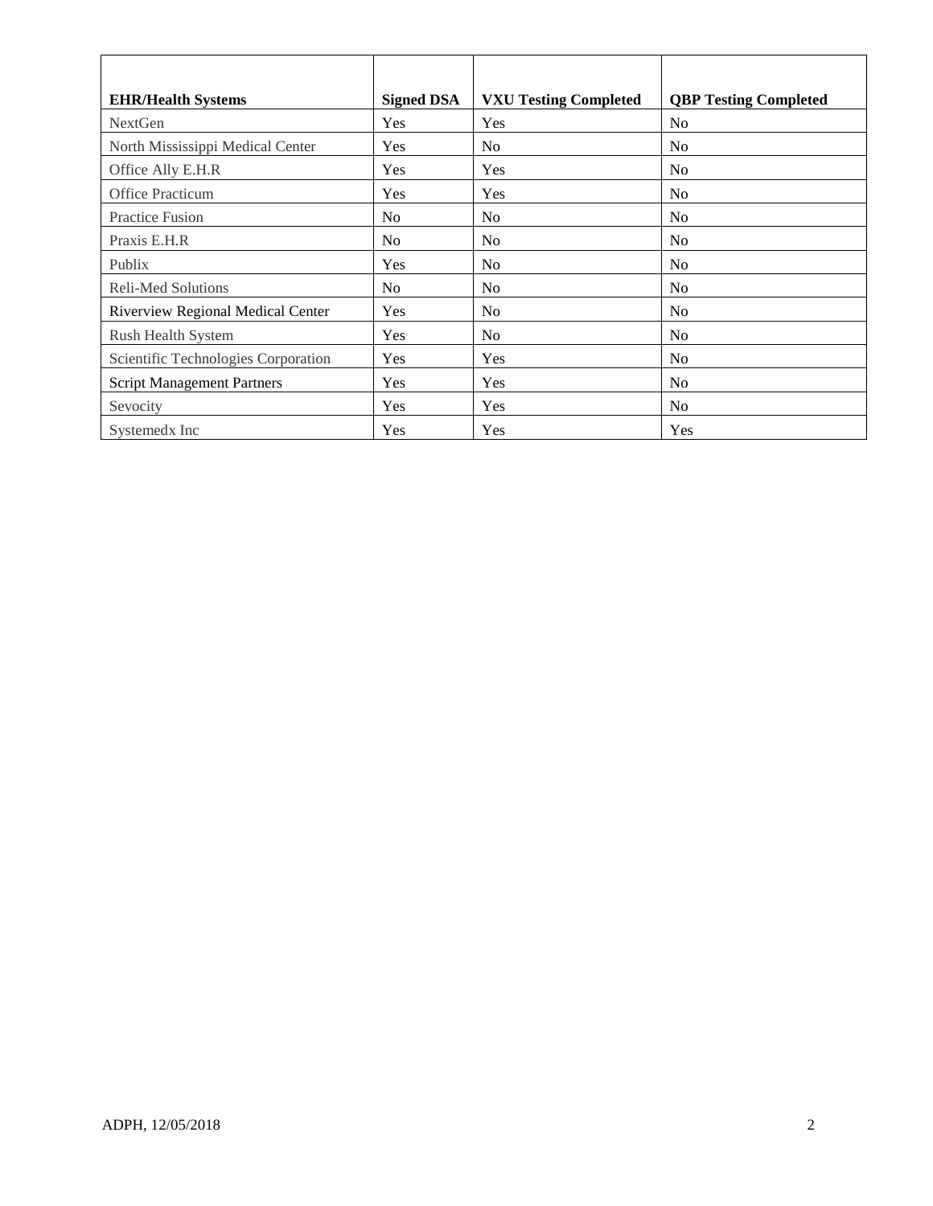| EHR/Health Systems | Signed DSA | VXU Testing Completed | QBP Testing Completed |
|---|---|---|---|
| NextGen | Yes | Yes | No |
| North Mississippi Medical Center | Yes | No | No |
| Office Ally E.H.R | Yes | Yes | No |
| Office Practicum | Yes | Yes | No |
| Practice Fusion | No | No | No |
| Praxis E.H.R | No | No | No |
| Publix | Yes | No | No |
| Reli-Med Solutions | No | No | No |
| Riverview Regional Medical Center | Yes | No | No |
| Rush Health System | Yes | No | No |
| Scientific Technologies Corporation | Yes | Yes | No |
| Script Management Partners | Yes | Yes | No |
| Sevocity | Yes | Yes | No |
| Systemedx Inc | Yes | Yes | Yes |

ADPH, 12/05/2018